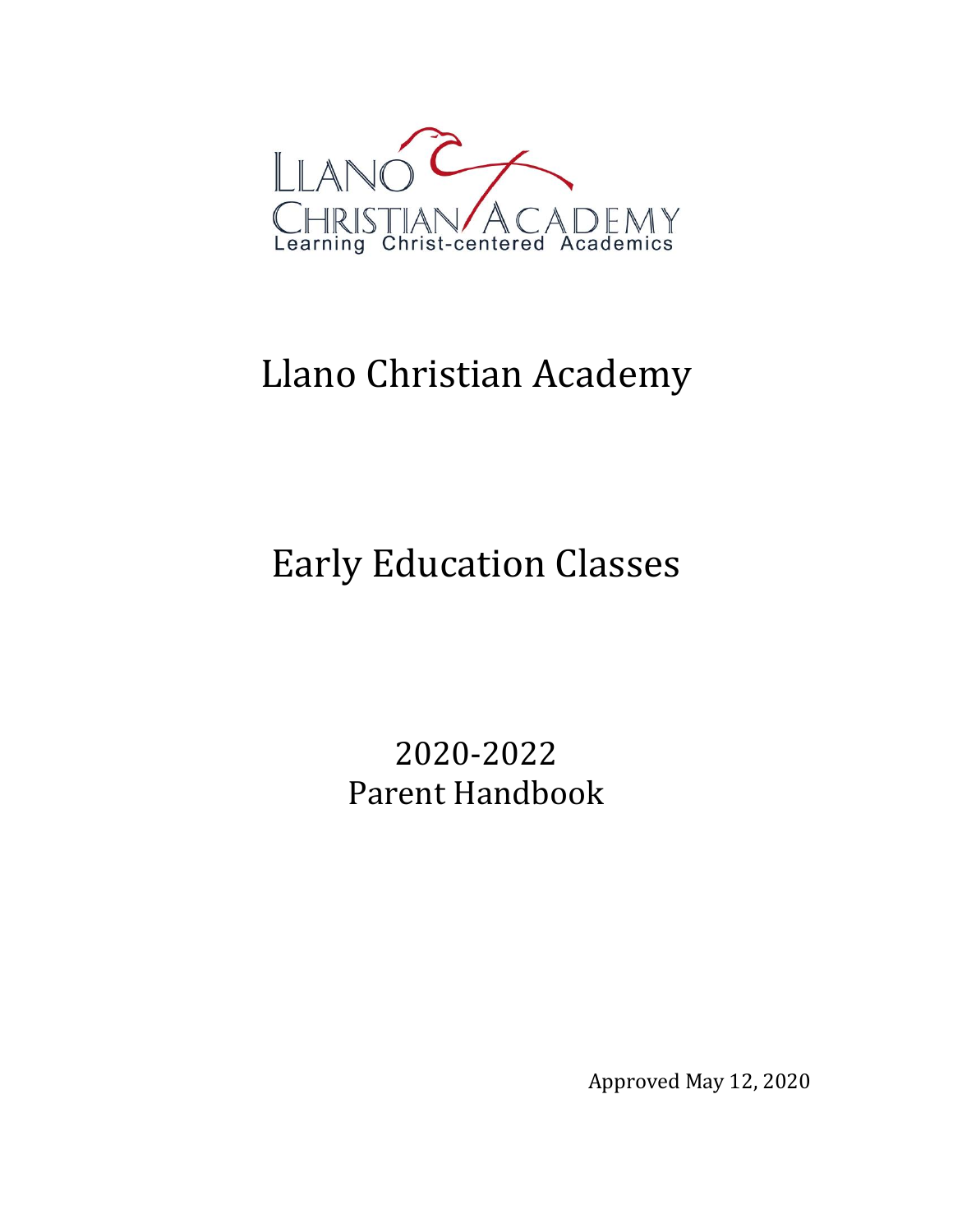LLANO CHRISTIAN ACADEMY
Learning Christ-centered Academics

# Llano Christian Academy

# Early Education Classes

## 2020-2022
## Parent Handbook

Approved May 12, 2020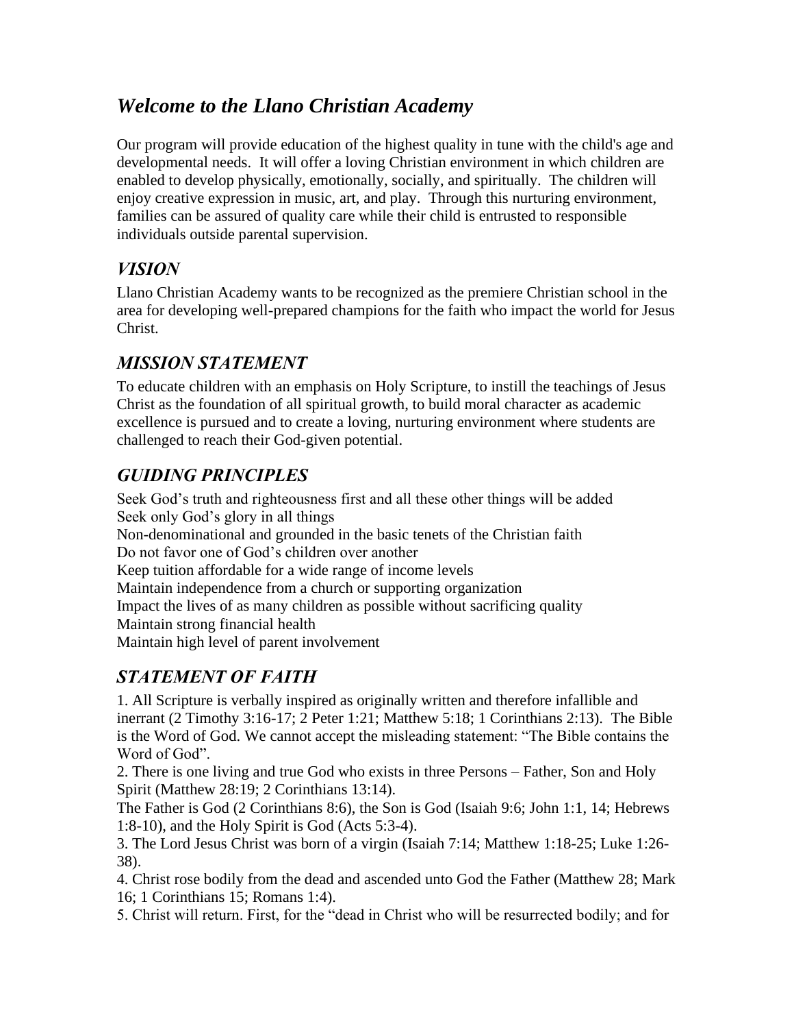## *Welcome to the Llano Christian Academy*

Our program will provide education of the highest quality in tune with the child's age and developmental needs. It will offer a loving Christian environment in which children are enabled to develop physically, emotionally, socially, and spiritually. The children will enjoy creative expression in music, art, and play. Through this nurturing environment, families can be assured of quality care while their child is entrusted to responsible individuals outside parental supervision.

## *VISION*

Llano Christian Academy wants to be recognized as the premiere Christian school in the area for developing well-prepared champions for the faith who impact the world for Jesus Christ.

## *MISSION STATEMENT*

To educate children with an emphasis on Holy Scripture, to instill the teachings of Jesus Christ as the foundation of all spiritual growth, to build moral character as academic excellence is pursued and to create a loving, nurturing environment where students are challenged to reach their God-given potential.

## *GUIDING PRINCIPLES*

Seek God's truth and righteousness first and all these other things will be added
Seek only God's glory in all things
Non-denominational and grounded in the basic tenets of the Christian faith
Do not favor one of God's children over another
Keep tuition affordable for a wide range of income levels
Maintain independence from a church or supporting organization
Impact the lives of as many children as possible without sacrificing quality
Maintain strong financial health
Maintain high level of parent involvement

## *STATEMENT OF FAITH*

1. All Scripture is verbally inspired as originally written and therefore infallible and inerrant (2 Timothy 3:16-17; 2 Peter 1:21; Matthew 5:18; 1 Corinthians 2:13). The Bible is the Word of God. We cannot accept the misleading statement: "The Bible contains the Word of God".
2. There is one living and true God who exists in three Persons – Father, Son and Holy Spirit (Matthew 28:19; 2 Corinthians 13:14).
The Father is God (2 Corinthians 8:6), the Son is God (Isaiah 9:6; John 1:1, 14; Hebrews 1:8-10), and the Holy Spirit is God (Acts 5:3-4).
3. The Lord Jesus Christ was born of a virgin (Isaiah 7:14; Matthew 1:18-25; Luke 1:26-38).
4. Christ rose bodily from the dead and ascended unto God the Father (Matthew 28; Mark 16; 1 Corinthians 15; Romans 1:4).
5. Christ will return. First, for the "dead in Christ who will be resurrected bodily; and for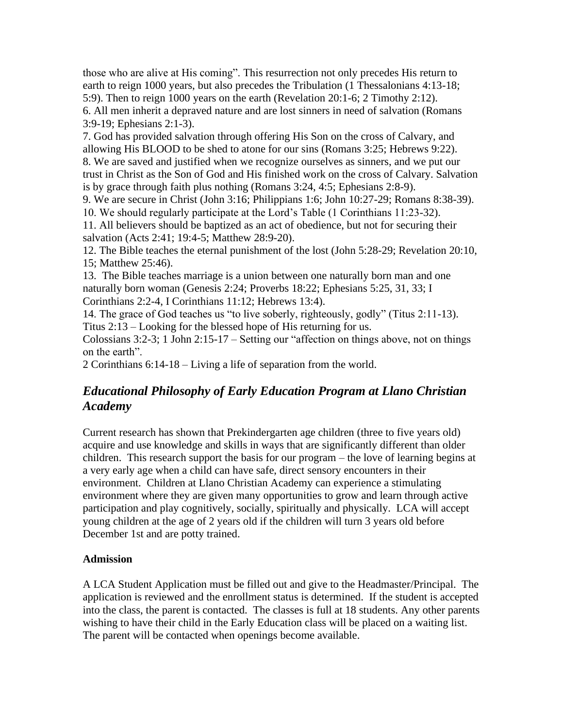those who are alive at His coming". This resurrection not only precedes His return to earth to reign 1000 years, but also precedes the Tribulation (1 Thessalonians 4:13-18; 5:9). Then to reign 1000 years on the earth (Revelation 20:1-6; 2 Timothy 2:12).

6. All men inherit a depraved nature and are lost sinners in need of salvation (Romans 3:9-19; Ephesians 2:1-3).

7. God has provided salvation through offering His Son on the cross of Calvary, and allowing His BLOOD to be shed to atone for our sins (Romans 3:25; Hebrews 9:22).

8. We are saved and justified when we recognize ourselves as sinners, and we put our trust in Christ as the Son of God and His finished work on the cross of Calvary. Salvation is by grace through faith plus nothing (Romans 3:24, 4:5; Ephesians 2:8-9).

9. We are secure in Christ (John 3:16; Philippians 1:6; John 10:27-29; Romans 8:38-39).

10. We should regularly participate at the Lord's Table (1 Corinthians 11:23-32).

11. All believers should be baptized as an act of obedience, but not for securing their salvation (Acts 2:41; 19:4-5; Matthew 28:9-20).

12. The Bible teaches the eternal punishment of the lost (John 5:28-29; Revelation 20:10, 15; Matthew 25:46).

13. The Bible teaches marriage is a union between one naturally born man and one naturally born woman (Genesis 2:24; Proverbs 18:22; Ephesians 5:25, 31, 33; I Corinthians 2:2-4, I Corinthians 11:12; Hebrews 13:4).

14. The grace of God teaches us "to live soberly, righteously, godly" (Titus 2:11-13).
Titus 2:13 – Looking for the blessed hope of His returning for us.
Colossians 3:2-3; 1 John 2:15-17 – Setting our "affection on things above, not on things on the earth".
2 Corinthians 6:14-18 – Living a life of separation from the world.

## *Educational Philosophy of Early Education Program at Llano Christian Academy*

Current research has shown that Prekindergarten age children (three to five years old) acquire and use knowledge and skills in ways that are significantly different than older children. This research support the basis for our program – the love of learning begins at a very early age when a child can have safe, direct sensory encounters in their environment. Children at Llano Christian Academy can experience a stimulating environment where they are given many opportunities to grow and learn through active participation and play cognitively, socially, spiritually and physically. LCA will accept young children at the age of 2 years old if the children will turn 3 years old before December 1st and are potty trained.

**Admission**

A LCA Student Application must be filled out and give to the Headmaster/Principal. The application is reviewed and the enrollment status is determined. If the student is accepted into the class, the parent is contacted. The classes is full at 18 students. Any other parents wishing to have their child in the Early Education class will be placed on a waiting list. The parent will be contacted when openings become available.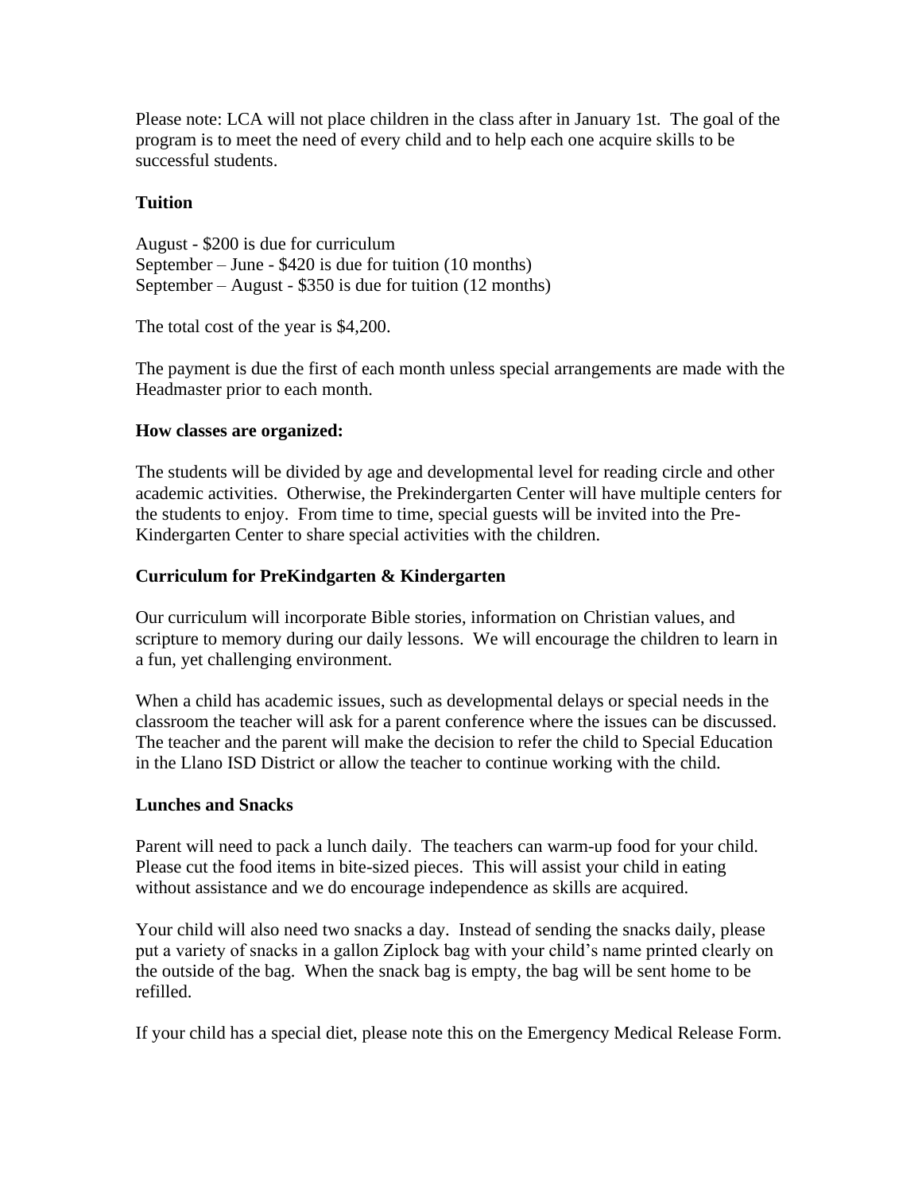Please note: LCA will not place children in the class after in January 1st. The goal of the program is to meet the need of every child and to help each one acquire skills to be successful students.

**Tuition**

August - $200 is due for curriculum
September – June - $420 is due for tuition (10 months)
September – August - $350 is due for tuition (12 months)

The total cost of the year is $4,200.

The payment is due the first of each month unless special arrangements are made with the Headmaster prior to each month.

**How classes are organized:**

The students will be divided by age and developmental level for reading circle and other academic activities. Otherwise, the Prekindergarten Center will have multiple centers for the students to enjoy. From time to time, special guests will be invited into the Pre-Kindergarten Center to share special activities with the children.

**Curriculum for PreKindgarten & Kindergarten**

Our curriculum will incorporate Bible stories, information on Christian values, and scripture to memory during our daily lessons. We will encourage the children to learn in a fun, yet challenging environment.

When a child has academic issues, such as developmental delays or special needs in the classroom the teacher will ask for a parent conference where the issues can be discussed. The teacher and the parent will make the decision to refer the child to Special Education in the Llano ISD District or allow the teacher to continue working with the child.

**Lunches and Snacks**

Parent will need to pack a lunch daily. The teachers can warm-up food for your child. Please cut the food items in bite-sized pieces. This will assist your child in eating without assistance and we do encourage independence as skills are acquired.

Your child will also need two snacks a day. Instead of sending the snacks daily, please put a variety of snacks in a gallon Ziplock bag with your child's name printed clearly on the outside of the bag. When the snack bag is empty, the bag will be sent home to be refilled.

If your child has a special diet, please note this on the Emergency Medical Release Form.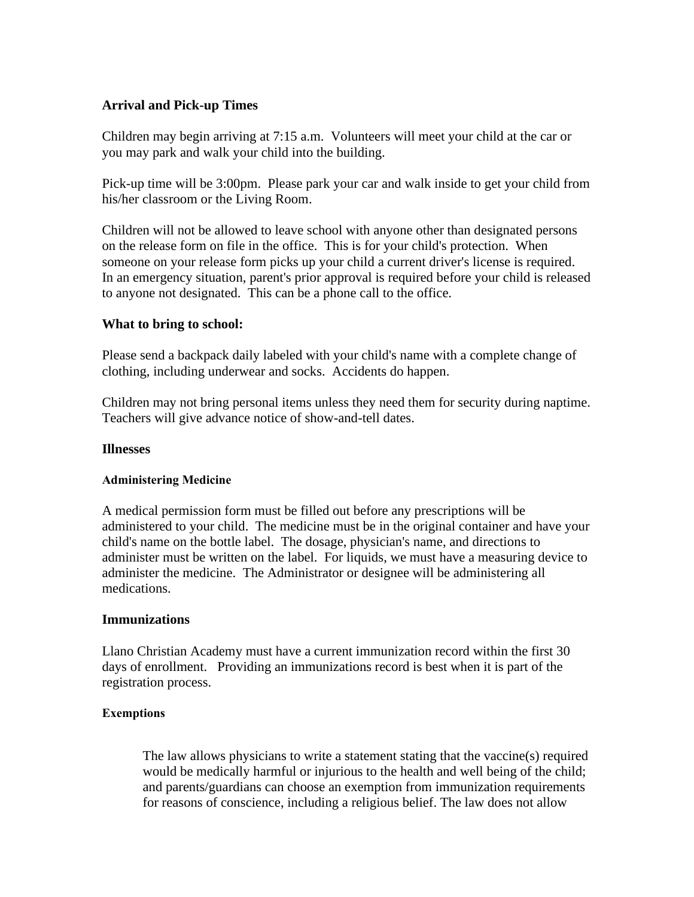**Arrival and Pick-up Times**

Children may begin arriving at 7:15 a.m. Volunteers will meet your child at the car or you may park and walk your child into the building.

Pick-up time will be 3:00pm. Please park your car and walk inside to get your child from his/her classroom or the Living Room.

Children will not be allowed to leave school with anyone other than designated persons on the release form on file in the office. This is for your child's protection. When someone on your release form picks up your child a current driver's license is required. In an emergency situation, parent's prior approval is required before your child is released to anyone not designated. This can be a phone call to the office.

**What to bring to school:**

Please send a backpack daily labeled with your child's name with a complete change of clothing, including underwear and socks. Accidents do happen.

Children may not bring personal items unless they need them for security during naptime. Teachers will give advance notice of show-and-tell dates.

**Illnesses**

**Administering Medicine**

A medical permission form must be filled out before any prescriptions will be administered to your child. The medicine must be in the original container and have your child's name on the bottle label. The dosage, physician's name, and directions to administer must be written on the label. For liquids, we must have a measuring device to administer the medicine. The Administrator or designee will be administering all medications.

**Immunizations**

Llano Christian Academy must have a current immunization record within the first 30 days of enrollment. Providing an immunizations record is best when it is part of the registration process.

**Exemptions**

> The law allows physicians to write a statement stating that the vaccine(s) required would be medically harmful or injurious to the health and well being of the child; and parents/guardians can choose an exemption from immunization requirements for reasons of conscience, including a religious belief. The law does not allow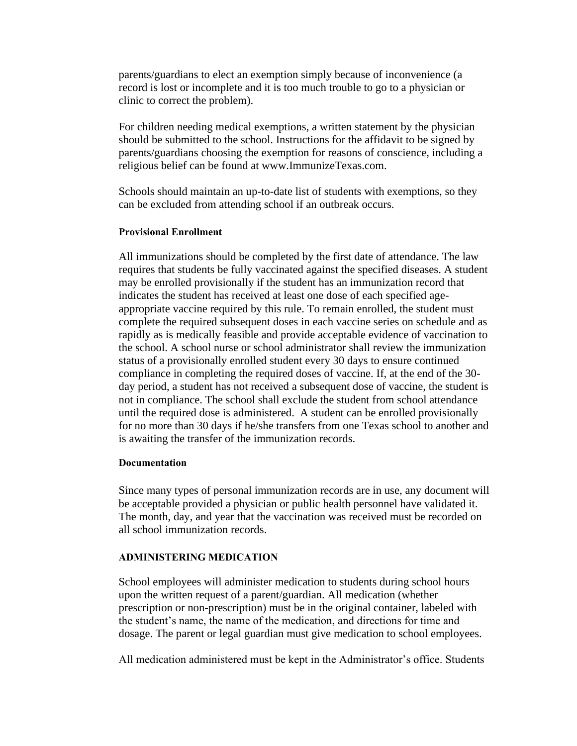parents/guardians to elect an exemption simply because of inconvenience (a record is lost or incomplete and it is too much trouble to go to a physician or clinic to correct the problem).

For children needing medical exemptions, a written statement by the physician should be submitted to the school. Instructions for the affidavit to be signed by parents/guardians choosing the exemption for reasons of conscience, including a religious belief can be found at www.ImmunizeTexas.com.

Schools should maintain an up-to-date list of students with exemptions, so they can be excluded from attending school if an outbreak occurs.

#### Provisional Enrollment

All immunizations should be completed by the first date of attendance. The law requires that students be fully vaccinated against the specified diseases. A student may be enrolled provisionally if the student has an immunization record that indicates the student has received at least one dose of each specified age-appropriate vaccine required by this rule. To remain enrolled, the student must complete the required subsequent doses in each vaccine series on schedule and as rapidly as is medically feasible and provide acceptable evidence of vaccination to the school. A school nurse or school administrator shall review the immunization status of a provisionally enrolled student every 30 days to ensure continued compliance in completing the required doses of vaccine. If, at the end of the 30-day period, a student has not received a subsequent dose of vaccine, the student is not in compliance. The school shall exclude the student from school attendance until the required dose is administered. A student can be enrolled provisionally for no more than 30 days if he/she transfers from one Texas school to another and is awaiting the transfer of the immunization records.

#### Documentation

Since many types of personal immunization records are in use, any document will be acceptable provided a physician or public health personnel have validated it. The month, day, and year that the vaccination was received must be recorded on all school immunization records.

### ADMINISTERING MEDICATION

School employees will administer medication to students during school hours upon the written request of a parent/guardian. All medication (whether prescription or non-prescription) must be in the original container, labeled with the student's name, the name of the medication, and directions for time and dosage. The parent or legal guardian must give medication to school employees.

All medication administered must be kept in the Administrator's office. Students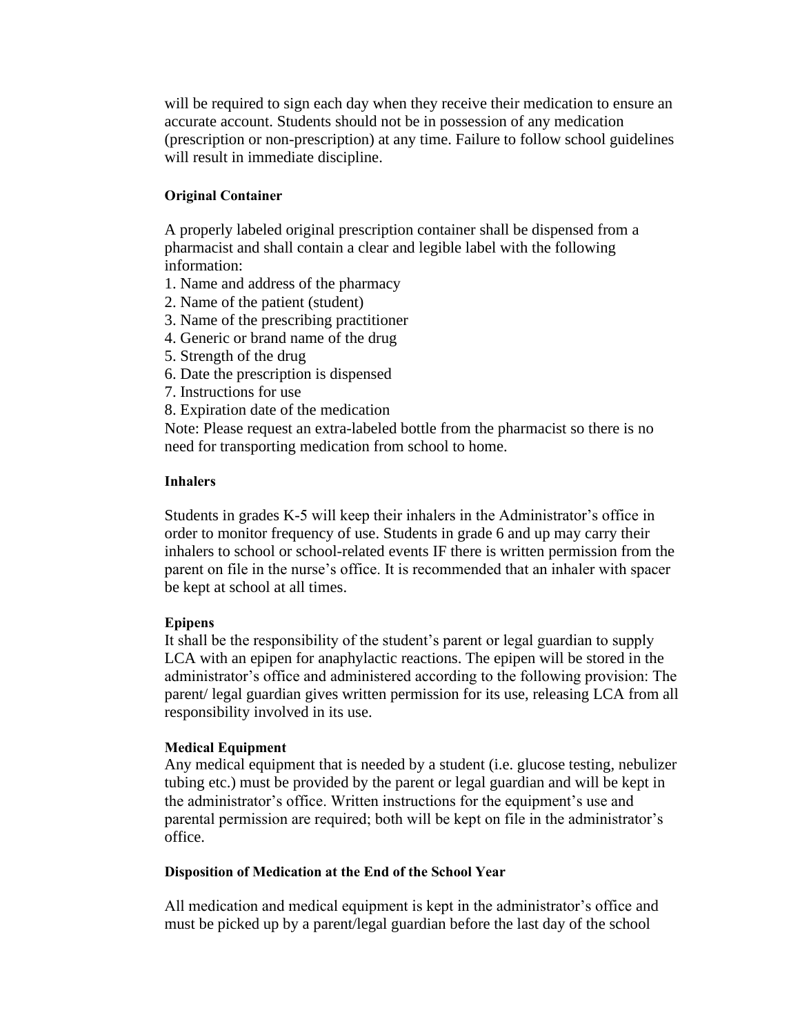will be required to sign each day when they receive their medication to ensure an accurate account. Students should not be in possession of any medication (prescription or non-prescription) at any time. Failure to follow school guidelines will result in immediate discipline.

#### Original Container

A properly labeled original prescription container shall be dispensed from a pharmacist and shall contain a clear and legible label with the following information:

1. Name and address of the pharmacy
2. Name of the patient (student)
3. Name of the prescribing practitioner
4. Generic or brand name of the drug
5. Strength of the drug
6. Date the prescription is dispensed
7. Instructions for use
8. Expiration date of the medication

Note: Please request an extra-labeled bottle from the pharmacist so there is no need for transporting medication from school to home.

#### Inhalers

Students in grades K-5 will keep their inhalers in the Administrator's office in order to monitor frequency of use. Students in grade 6 and up may carry their inhalers to school or school-related events IF there is written permission from the parent on file in the nurse's office. It is recommended that an inhaler with spacer be kept at school at all times.

#### Epipens

It shall be the responsibility of the student's parent or legal guardian to supply LCA with an epipen for anaphylactic reactions. The epipen will be stored in the administrator's office and administered according to the following provision: The parent/ legal guardian gives written permission for its use, releasing LCA from all responsibility involved in its use.

#### Medical Equipment

Any medical equipment that is needed by a student (i.e. glucose testing, nebulizer tubing etc.) must be provided by the parent or legal guardian and will be kept in the administrator's office. Written instructions for the equipment's use and parental permission are required; both will be kept on file in the administrator's office.

#### Disposition of Medication at the End of the School Year

All medication and medical equipment is kept in the administrator's office and must be picked up by a parent/legal guardian before the last day of the school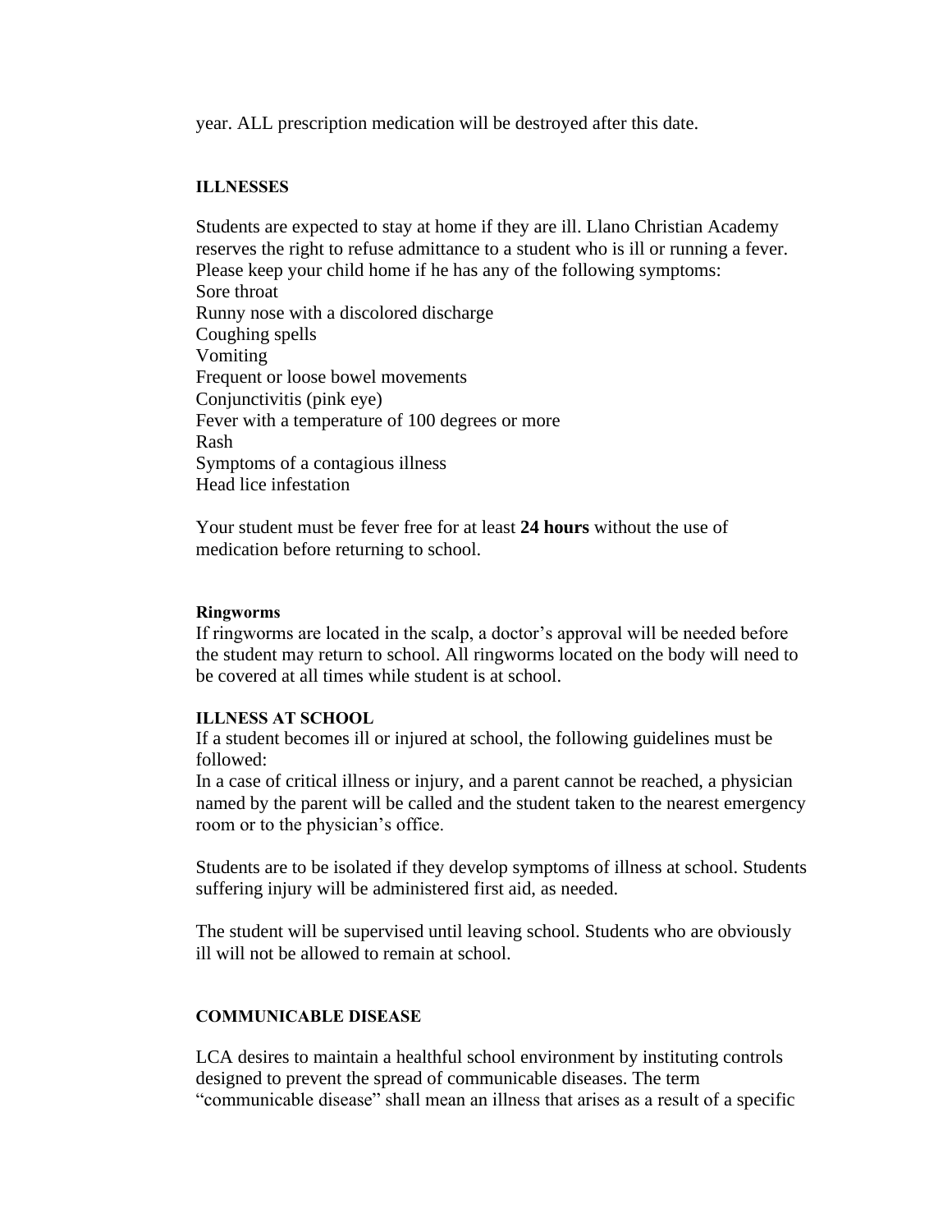year. ALL prescription medication will be destroyed after this date.

## ILLNESSES

Students are expected to stay at home if they are ill. Llano Christian Academy reserves the right to refuse admittance to a student who is ill or running a fever. Please keep your child home if he has any of the following symptoms:

Sore throat
Runny nose with a discolored discharge
Coughing spells
Vomiting
Frequent or loose bowel movements
Conjunctivitis (pink eye)
Fever with a temperature of 100 degrees or more
Rash
Symptoms of a contagious illness
Head lice infestation

Your student must be fever free for at least **24 hours** without the use of medication before returning to school.

### Ringworms

If ringworms are located in the scalp, a doctor's approval will be needed before the student may return to school. All ringworms located on the body will need to be covered at all times while student is at school.

## ILLNESS AT SCHOOL

If a student becomes ill or injured at school, the following guidelines must be followed:
In a case of critical illness or injury, and a parent cannot be reached, a physician named by the parent will be called and the student taken to the nearest emergency room or to the physician's office.

Students are to be isolated if they develop symptoms of illness at school. Students suffering injury will be administered first aid, as needed.

The student will be supervised until leaving school. Students who are obviously ill will not be allowed to remain at school.

## COMMUNICABLE DISEASE

LCA desires to maintain a healthful school environment by instituting controls designed to prevent the spread of communicable diseases. The term "communicable disease" shall mean an illness that arises as a result of a specific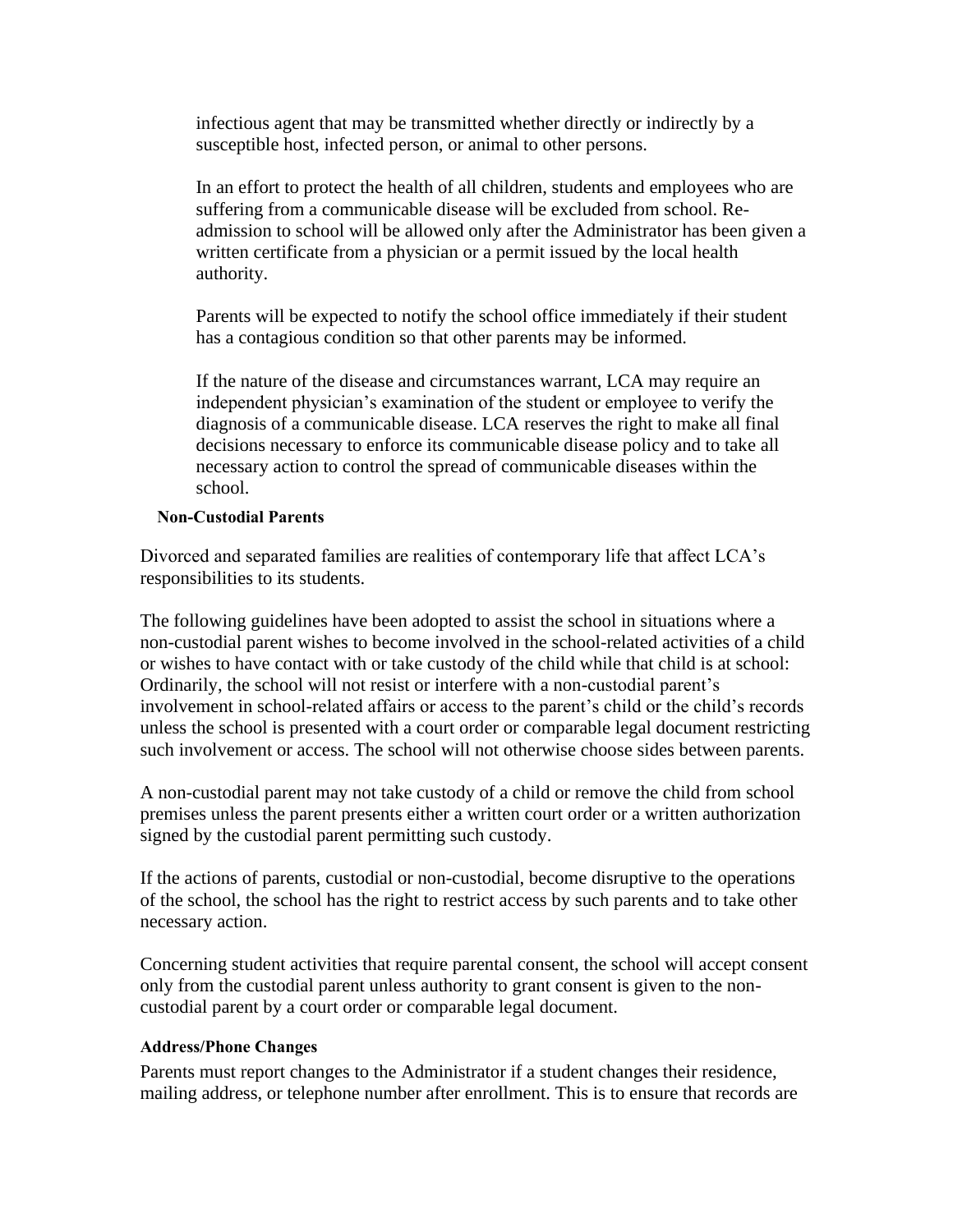infectious agent that may be transmitted whether directly or indirectly by a susceptible host, infected person, or animal to other persons.

In an effort to protect the health of all children, students and employees who are suffering from a communicable disease will be excluded from school. Re-admission to school will be allowed only after the Administrator has been given a written certificate from a physician or a permit issued by the local health authority.

Parents will be expected to notify the school office immediately if their student has a contagious condition so that other parents may be informed.

If the nature of the disease and circumstances warrant, LCA may require an independent physician's examination of the student or employee to verify the diagnosis of a communicable disease. LCA reserves the right to make all final decisions necessary to enforce its communicable disease policy and to take all necessary action to control the spread of communicable diseases within the school.

**Non-Custodial Parents**

Divorced and separated families are realities of contemporary life that affect LCA's responsibilities to its students.

The following guidelines have been adopted to assist the school in situations where a non-custodial parent wishes to become involved in the school-related activities of a child or wishes to have contact with or take custody of the child while that child is at school: Ordinarily, the school will not resist or interfere with a non-custodial parent's involvement in school-related affairs or access to the parent's child or the child's records unless the school is presented with a court order or comparable legal document restricting such involvement or access. The school will not otherwise choose sides between parents.

A non-custodial parent may not take custody of a child or remove the child from school premises unless the parent presents either a written court order or a written authorization signed by the custodial parent permitting such custody.

If the actions of parents, custodial or non-custodial, become disruptive to the operations of the school, the school has the right to restrict access by such parents and to take other necessary action.

Concerning student activities that require parental consent, the school will accept consent only from the custodial parent unless authority to grant consent is given to the non-custodial parent by a court order or comparable legal document.

**Address/Phone Changes**

Parents must report changes to the Administrator if a student changes their residence, mailing address, or telephone number after enrollment. This is to ensure that records are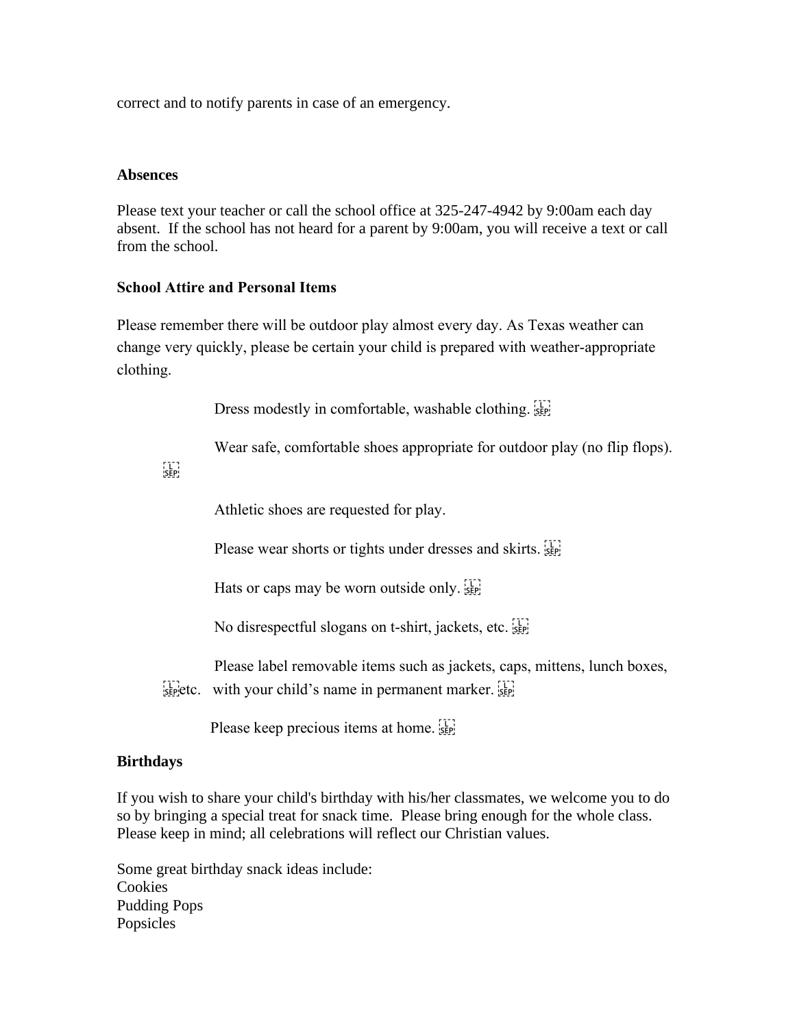correct and to notify parents in case of an emergency.

**Absences**

Please text your teacher or call the school office at 325-247-4942 by 9:00am each day absent. If the school has not heard for a parent by 9:00am, you will receive a text or call from the school.

**School Attire and Personal Items**

Please remember there will be outdoor play almost every day. As Texas weather can change very quickly, please be certain your child is prepared with weather-appropriate clothing.

- Dress modestly in comfortable, washable clothing.
- Wear safe, comfortable shoes appropriate for outdoor play (no flip flops).
- Athletic shoes are requested for play.
- Please wear shorts or tights under dresses and skirts.
- Hats or caps may be worn outside only.
- No disrespectful slogans on t-shirt, jackets, etc.
- Please label removable items such as jackets, caps, mittens, lunch boxes, etc. with your child's name in permanent marker.
- Please keep precious items at home.

**Birthdays**

If you wish to share your child's birthday with his/her classmates, we welcome you to do so by bringing a special treat for snack time. Please bring enough for the whole class. Please keep in mind; all celebrations will reflect our Christian values.

Some great birthday snack ideas include:
Cookies
Pudding Pops
Popsicles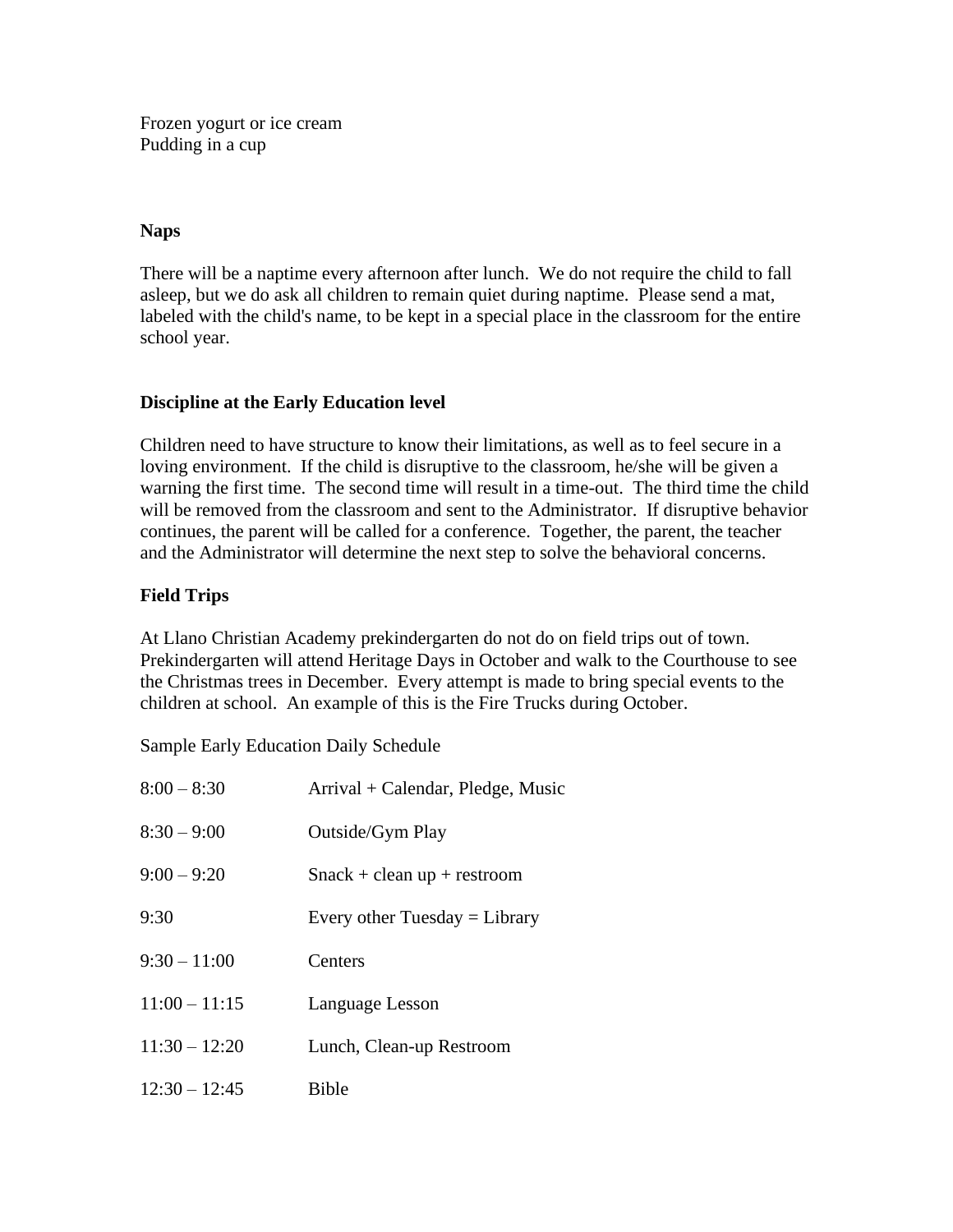Frozen yogurt or ice cream
Pudding in a cup

**Naps**

There will be a naptime every afternoon after lunch. We do not require the child to fall asleep, but we do ask all children to remain quiet during naptime. Please send a mat, labeled with the child's name, to be kept in a special place in the classroom for the entire school year.

**Discipline at the Early Education level**

Children need to have structure to know their limitations, as well as to feel secure in a loving environment. If the child is disruptive to the classroom, he/she will be given a warning the first time. The second time will result in a time-out. The third time the child will be removed from the classroom and sent to the Administrator. If disruptive behavior continues, the parent will be called for a conference. Together, the parent, the teacher and the Administrator will determine the next step to solve the behavioral concerns.

**Field Trips**

At Llano Christian Academy prekindergarten do not do on field trips out of town. Prekindergarten will attend Heritage Days in October and walk to the Courthouse to see the Christmas trees in December. Every attempt is made to bring special events to the children at school. An example of this is the Fire Trucks during October.

Sample Early Education Daily Schedule

| | |
|---|---|
| 8:00 – 8:30 | Arrival + Calendar, Pledge, Music |
| 8:30 – 9:00 | Outside/Gym Play |
| 9:00 – 9:20 | Snack + clean up + restroom |
| 9:30 | Every other Tuesday = Library |
| 9:30 – 11:00 | Centers |
| 11:00 – 11:15 | Language Lesson |
| 11:30 – 12:20 | Lunch, Clean-up Restroom |
| 12:30 – 12:45 | Bible |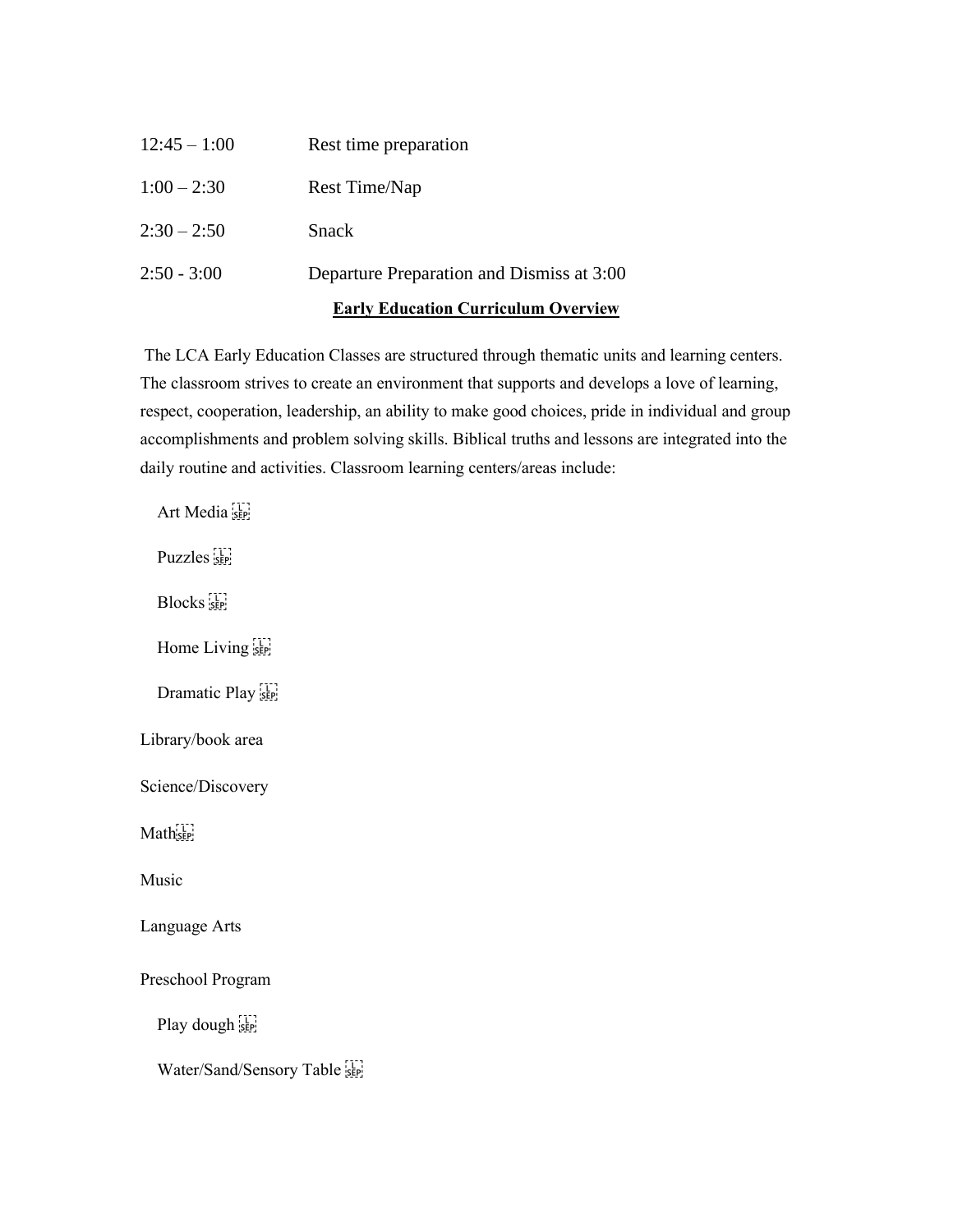| | |
|---|---|
| 12:45 – 1:00 | Rest time preparation |
| 1:00 – 2:30 | Rest Time/Nap |
| 2:30 – 2:50 | Snack |
| 2:50 - 3:00 | Departure Preparation and Dismiss at 3:00 |

**Early Education Curriculum Overview**

The LCA Early Education Classes are structured through thematic units and learning centers. The classroom strives to create an environment that supports and develops a love of learning, respect, cooperation, leadership, an ability to make good choices, pride in individual and group accomplishments and problem solving skills. Biblical truths and lessons are integrated into the daily routine and activities. Classroom learning centers/areas include:

Art Media

Puzzles

Blocks

Home Living

Dramatic Play

Library/book area

Science/Discovery

Math

Music

Language Arts

Preschool Program

Play dough

Water/Sand/Sensory Table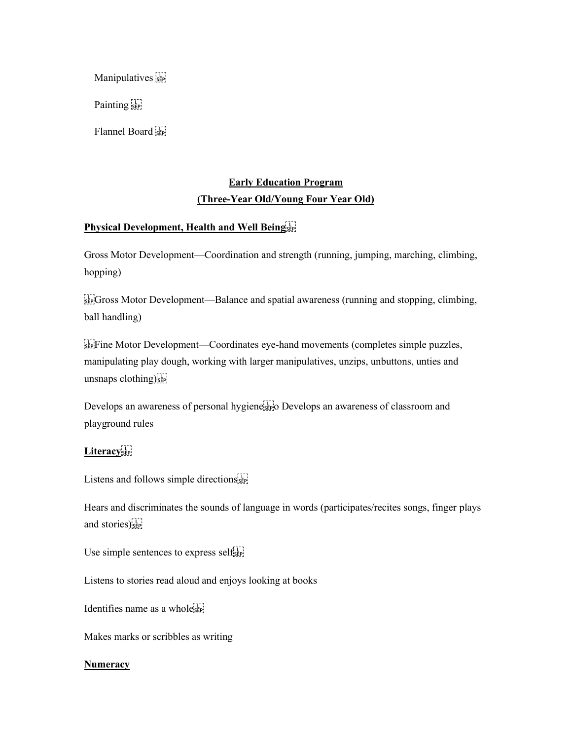Manipulatives

Painting

Flannel Board

**Early Education Program**
**(Three-Year Old/Young Four Year Old)**

**Physical Development, Health and Well Being**

Gross Motor Development—Coordination and strength (running, jumping, marching, climbing, hopping)

Gross Motor Development—Balance and spatial awareness (running and stopping, climbing, ball handling)

Fine Motor Development—Coordinates eye-hand movements (completes simple puzzles, manipulating play dough, working with larger manipulatives, unzips, unbuttons, unties and unsnaps clothing)

Develops an awareness of personal hygiene o Develops an awareness of classroom and playground rules

**Literacy**

Listens and follows simple directions

Hears and discriminates the sounds of language in words (participates/recites songs, finger plays and stories)

Use simple sentences to express self

Listens to stories read aloud and enjoys looking at books

Identifies name as a whole

Makes marks or scribbles as writing

**Numeracy**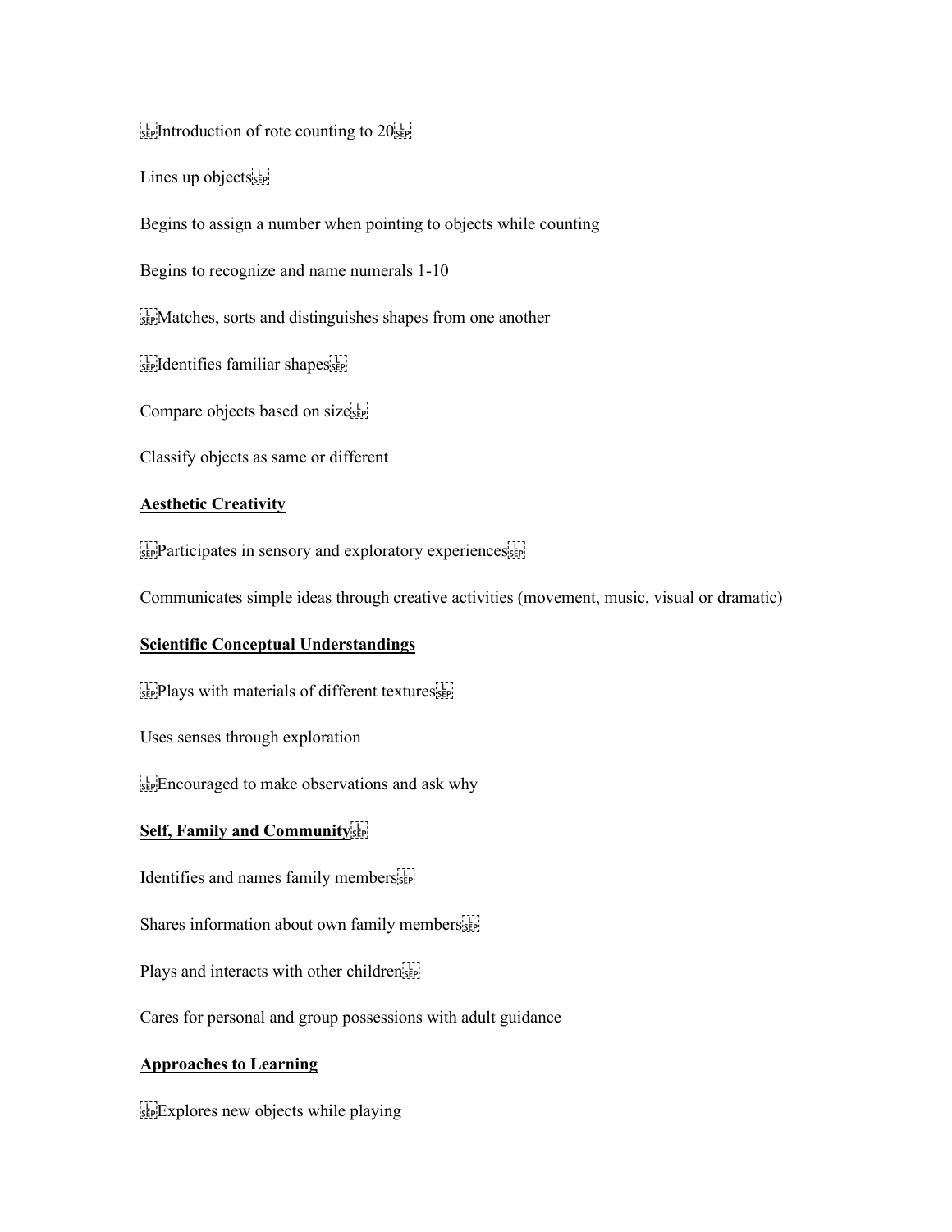Introduction of rote counting to 20

Lines up objects

Begins to assign a number when pointing to objects while counting

Begins to recognize and name numerals 1-10

Matches, sorts and distinguishes shapes from one another

Identifies familiar shapes

Compare objects based on size

Classify objects as same or different

**Aesthetic Creativity**

Participates in sensory and exploratory experiences

Communicates simple ideas through creative activities (movement, music, visual or dramatic)

**Scientific Conceptual Understandings**

Plays with materials of different textures

Uses senses through exploration

Encouraged to make observations and ask why

**Self, Family and Community**

Identifies and names family members

Shares information about own family members

Plays and interacts with other children

Cares for personal and group possessions with adult guidance

**Approaches to Learning**

Explores new objects while playing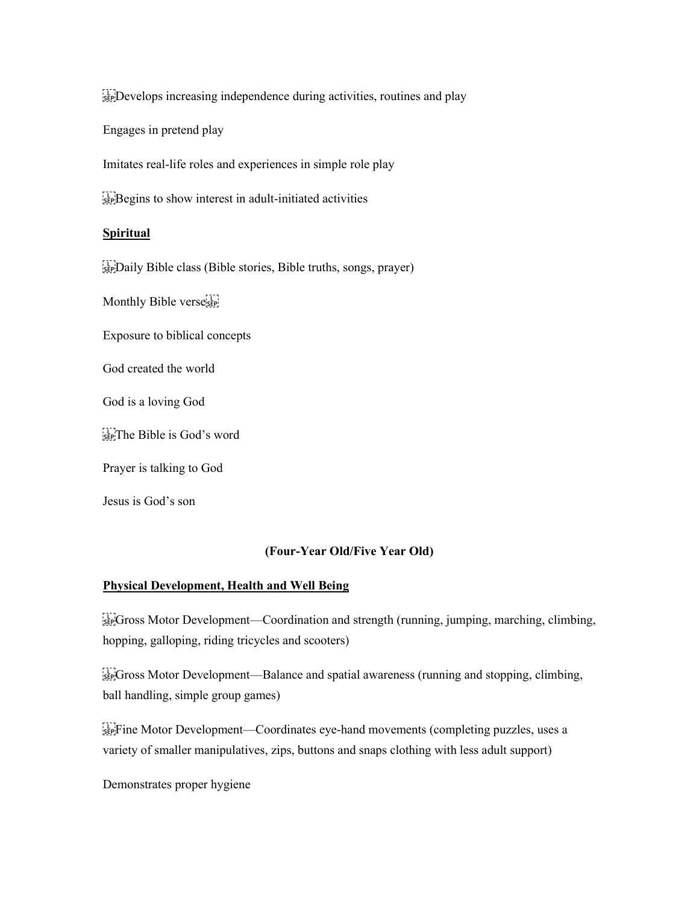Develops increasing independence during activities, routines and play

Engages in pretend play

Imitates real-life roles and experiences in simple role play

Begins to show interest in adult-initiated activities

**Spiritual**

Daily Bible class (Bible stories, Bible truths, songs, prayer)

Monthly Bible verse

Exposure to biblical concepts

God created the world

God is a loving God

The Bible is God's word

Prayer is talking to God

Jesus is God's son

**(Four-Year Old/Five Year Old)**

**Physical Development, Health and Well Being**

Gross Motor Development—Coordination and strength (running, jumping, marching, climbing, hopping, galloping, riding tricycles and scooters)

Gross Motor Development—Balance and spatial awareness (running and stopping, climbing, ball handling, simple group games)

Fine Motor Development—Coordinates eye-hand movements (completing puzzles, uses a variety of smaller manipulatives, zips, buttons and snaps clothing with less adult support)

Demonstrates proper hygiene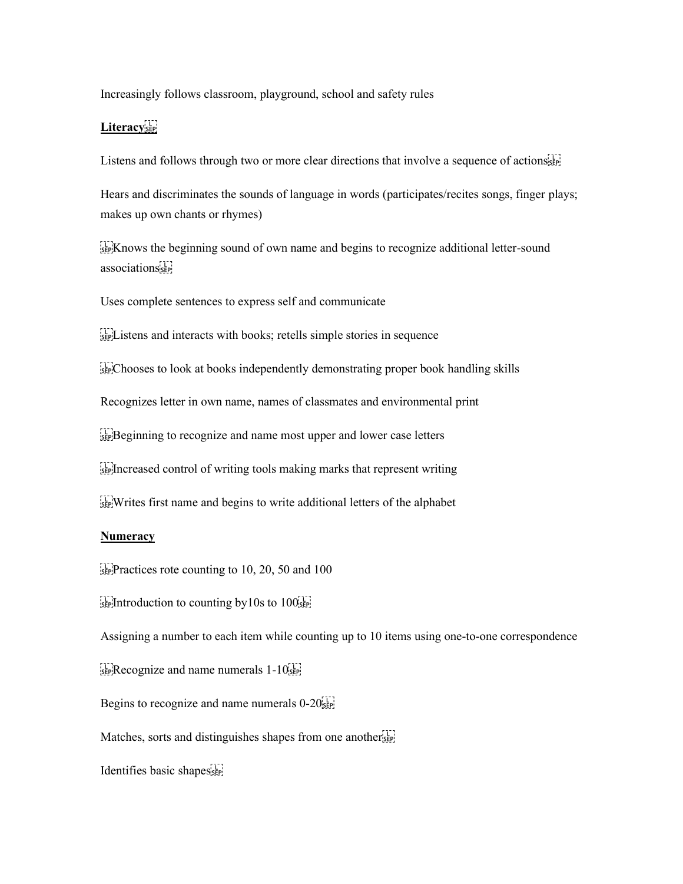Increasingly follows classroom, playground, school and safety rules

**Literacy**

Listens and follows through two or more clear directions that involve a sequence of actions

Hears and discriminates the sounds of language in words (participates/recites songs, finger plays; makes up own chants or rhymes)

Knows the beginning sound of own name and begins to recognize additional letter-sound associations

Uses complete sentences to express self and communicate

Listens and interacts with books; retells simple stories in sequence

Chooses to look at books independently demonstrating proper book handling skills

Recognizes letter in own name, names of classmates and environmental print

Beginning to recognize and name most upper and lower case letters

Increased control of writing tools making marks that represent writing

Writes first name and begins to write additional letters of the alphabet

**Numeracy**

Practices rote counting to 10, 20, 50 and 100

Introduction to counting by10s to 100

Assigning a number to each item while counting up to 10 items using one-to-one correspondence

Recognize and name numerals 1-10

Begins to recognize and name numerals 0-20

Matches, sorts and distinguishes shapes from one another

Identifies basic shapes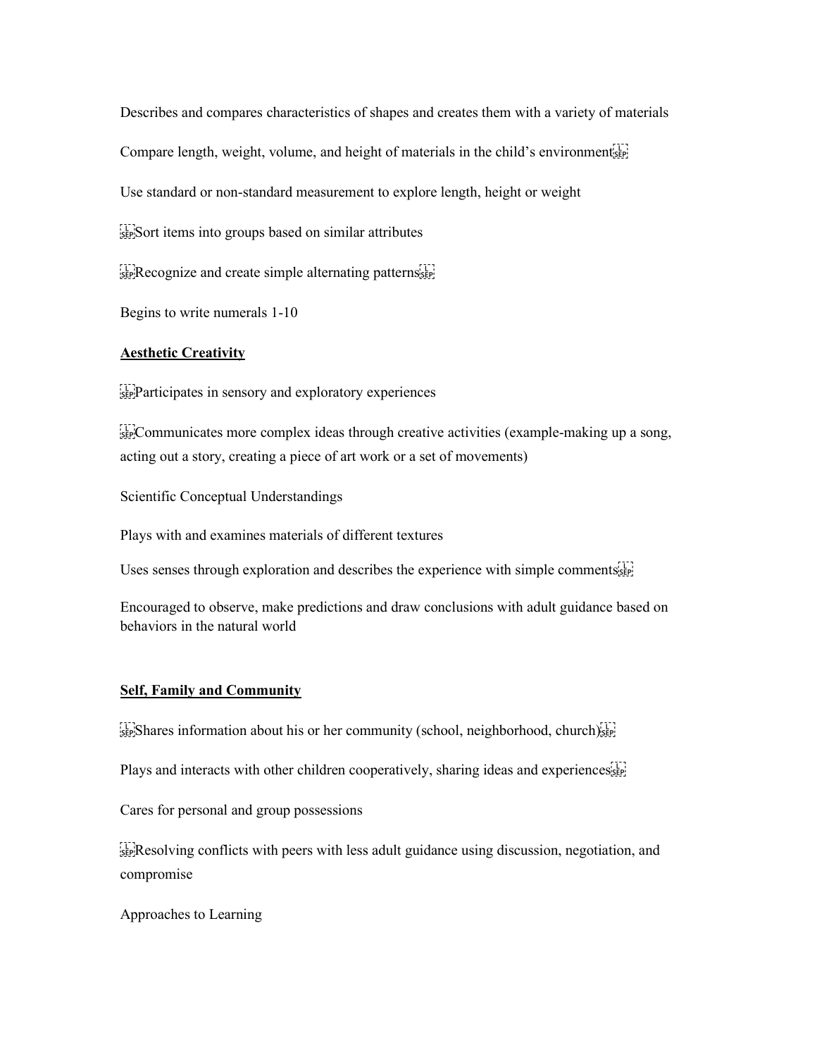Describes and compares characteristics of shapes and creates them with a variety of materials

Compare length, weight, volume, and height of materials in the child's environment

Use standard or non-standard measurement to explore length, height or weight

Sort items into groups based on similar attributes

Recognize and create simple alternating patterns

Begins to write numerals 1-10

**Aesthetic Creativity**

Participates in sensory and exploratory experiences

Communicates more complex ideas through creative activities (example-making up a song, acting out a story, creating a piece of art work or a set of movements)

Scientific Conceptual Understandings

Plays with and examines materials of different textures

Uses senses through exploration and describes the experience with simple comments

Encouraged to observe, make predictions and draw conclusions with adult guidance based on behaviors in the natural world

**Self, Family and Community**

Shares information about his or her community (school, neighborhood, church)

Plays and interacts with other children cooperatively, sharing ideas and experiences

Cares for personal and group possessions

Resolving conflicts with peers with less adult guidance using discussion, negotiation, and compromise

Approaches to Learning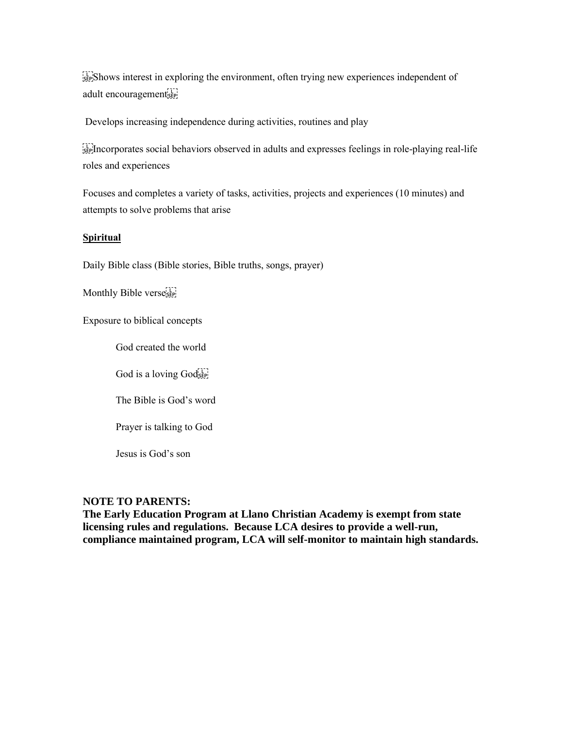Shows interest in exploring the environment, often trying new experiences independent of adult encouragement

Develops increasing independence during activities, routines and play

Incorporates social behaviors observed in adults and expresses feelings in role-playing real-life roles and experiences

Focuses and completes a variety of tasks, activities, projects and experiences (10 minutes) and attempts to solve problems that arise

**Spiritual**

Daily Bible class (Bible stories, Bible truths, songs, prayer)

Monthly Bible verse

Exposure to biblical concepts

- God created the world
- God is a loving God
- The Bible is God's word
- Prayer is talking to God
- Jesus is God's son

**NOTE TO PARENTS:**
**The Early Education Program at Llano Christian Academy is exempt from state licensing rules and regulations. Because LCA desires to provide a well-run, compliance maintained program, LCA will self-monitor to maintain high standards.**